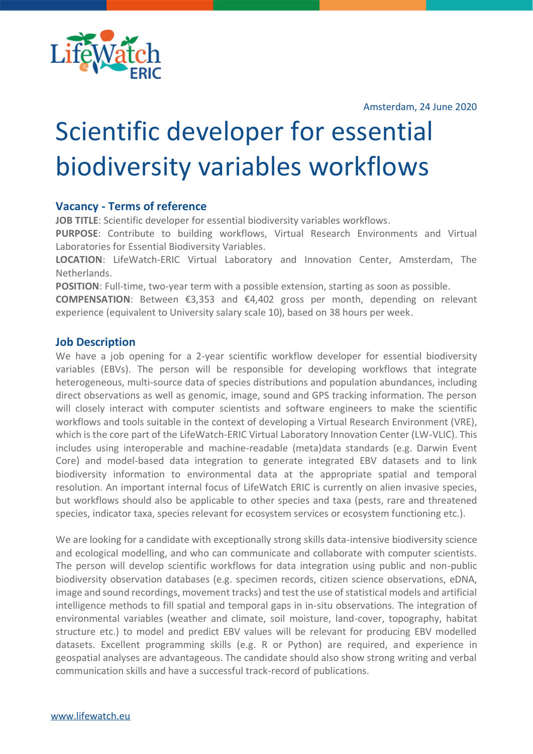Amsterdam, 24 June 2020

# Scientific developer for essential biodiversity variables workflows

## Vacancy - Terms of reference

**JOB TITLE**: Scientific developer for essential biodiversity variables workflows.

**PURPOSE**: Contribute to building workflows, Virtual Research Environments and Virtual Laboratories for Essential Biodiversity Variables.

**LOCATION**: LifeWatch-ERIC Virtual Laboratory and Innovation Center, Amsterdam, The Netherlands.

**POSITION**: Full-time, two-year term with a possible extension, starting as soon as possible.

**COMPENSATION**: Between €3,353 and €4,402 gross per month, depending on relevant experience (equivalent to University salary scale 10), based on 38 hours per week.

## Job Description

We have a job opening for a 2-year scientific workflow developer for essential biodiversity variables (EBVs). The person will be responsible for developing workflows that integrate heterogeneous, multi-source data of species distributions and population abundances, including direct observations as well as genomic, image, sound and GPS tracking information. The person will closely interact with computer scientists and software engineers to make the scientific workflows and tools suitable in the context of developing a Virtual Research Environment (VRE), which is the core part of the LifeWatch-ERIC Virtual Laboratory Innovation Center (LW-VLIC). This includes using interoperable and machine-readable (meta)data standards (e.g. Darwin Event Core) and model-based data integration to generate integrated EBV datasets and to link biodiversity information to environmental data at the appropriate spatial and temporal resolution. An important internal focus of LifeWatch ERIC is currently on alien invasive species, but workflows should also be applicable to other species and taxa (pests, rare and threatened species, indicator taxa, species relevant for ecosystem services or ecosystem functioning etc.).

We are looking for a candidate with exceptionally strong skills data-intensive biodiversity science and ecological modelling, and who can communicate and collaborate with computer scientists. The person will develop scientific workflows for data integration using public and non-public biodiversity observation databases (e.g. specimen records, citizen science observations, eDNA, image and sound recordings, movement tracks) and test the use of statistical models and artificial intelligence methods to fill spatial and temporal gaps in in-situ observations. The integration of environmental variables (weather and climate, soil moisture, land-cover, topography, habitat structure etc.) to model and predict EBV values will be relevant for producing EBV modelled datasets. Excellent programming skills (e.g. R or Python) are required, and experience in geospatial analyses are advantageous. The candidate should also show strong writing and verbal communication skills and have a successful track-record of publications.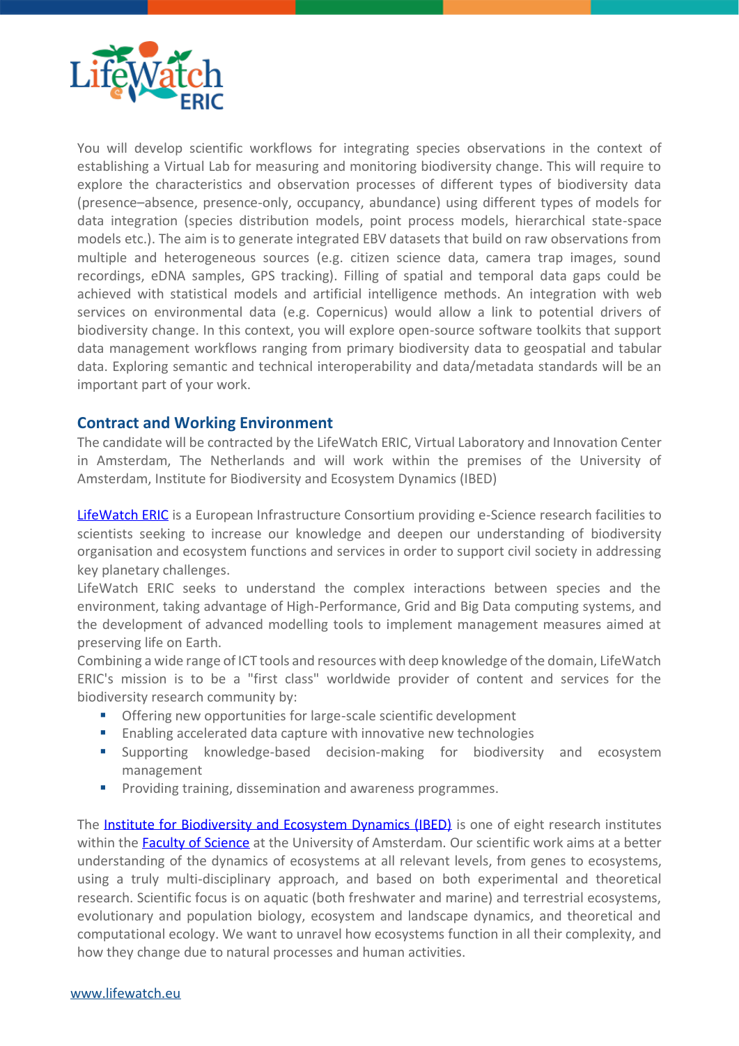You will develop scientific workflows for integrating species observations in the context of establishing a Virtual Lab for measuring and monitoring biodiversity change. This will require to explore the characteristics and observation processes of different types of biodiversity data (presence–absence, presence-only, occupancy, abundance) using different types of models for data integration (species distribution models, point process models, hierarchical state-space models etc.). The aim is to generate integrated EBV datasets that build on raw observations from multiple and heterogeneous sources (e.g. citizen science data, camera trap images, sound recordings, eDNA samples, GPS tracking). Filling of spatial and temporal data gaps could be achieved with statistical models and artificial intelligence methods. An integration with web services on environmental data (e.g. Copernicus) would allow a link to potential drivers of biodiversity change. In this context, you will explore open-source software toolkits that support data management workflows ranging from primary biodiversity data to geospatial and tabular data. Exploring semantic and technical interoperability and data/metadata standards will be an important part of your work.

## Contract and Working Environment

The candidate will be contracted by the LifeWatch ERIC, Virtual Laboratory and Innovation Center in Amsterdam, The Netherlands and will work within the premises of the University of Amsterdam, Institute for Biodiversity and Ecosystem Dynamics (IBED)

LifeWatch ERIC is a European Infrastructure Consortium providing e-Science research facilities to scientists seeking to increase our knowledge and deepen our understanding of biodiversity organisation and ecosystem functions and services in order to support civil society in addressing key planetary challenges.
LifeWatch ERIC seeks to understand the complex interactions between species and the environment, taking advantage of High-Performance, Grid and Big Data computing systems, and the development of advanced modelling tools to implement management measures aimed at preserving life on Earth.
Combining a wide range of ICT tools and resources with deep knowledge of the domain, LifeWatch ERIC's mission is to be a "first class" worldwide provider of content and services for the biodiversity research community by:

- Offering new opportunities for large-scale scientific development
- Enabling accelerated data capture with innovative new technologies
- Supporting knowledge-based decision-making for biodiversity and ecosystem management
- Providing training, dissemination and awareness programmes.

The Institute for Biodiversity and Ecosystem Dynamics (IBED) is one of eight research institutes within the Faculty of Science at the University of Amsterdam. Our scientific work aims at a better understanding of the dynamics of ecosystems at all relevant levels, from genes to ecosystems, using a truly multi-disciplinary approach, and based on both experimental and theoretical research. Scientific focus is on aquatic (both freshwater and marine) and terrestrial ecosystems, evolutionary and population biology, ecosystem and landscape dynamics, and theoretical and computational ecology. We want to unravel how ecosystems function in all their complexity, and how they change due to natural processes and human activities.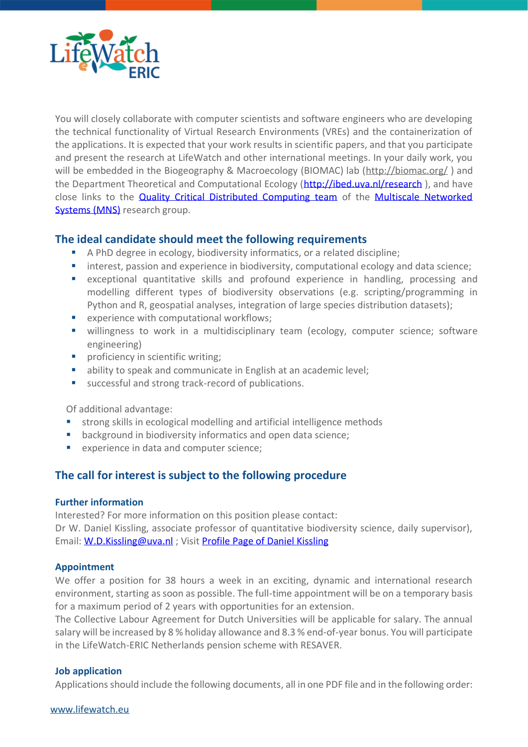You will closely collaborate with computer scientists and software engineers who are developing the technical functionality of Virtual Research Environments (VREs) and the containerization of the applications. It is expected that your work results in scientific papers, and that you participate and present the research at LifeWatch and other international meetings. In your daily work, you will be embedded in the Biogeography & Macroecology (BIOMAC) lab (http://biomac.org/ ) and the Department Theoretical and Computational Ecology (http://ibed.uva.nl/research ), and have close links to the Quality Critical Distributed Computing team of the Multiscale Networked Systems (MNS) research group.

## The ideal candidate should meet the following requirements

- A PhD degree in ecology, biodiversity informatics, or a related discipline;
- interest, passion and experience in biodiversity, computational ecology and data science;
- exceptional quantitative skills and profound experience in handling, processing and modelling different types of biodiversity observations (e.g. scripting/programming in Python and R, geospatial analyses, integration of large species distribution datasets);
- experience with computational workflows;
- willingness to work in a multidisciplinary team (ecology, computer science; software engineering)
- proficiency in scientific writing;
- ability to speak and communicate in English at an academic level;
- successful and strong track-record of publications.

Of additional advantage:

- strong skills in ecological modelling and artificial intelligence methods
- background in biodiversity informatics and open data science;
- experience in data and computer science;

## The call for interest is subject to the following procedure

### Further information

Interested? For more information on this position please contact:
Dr W. Daniel Kissling, associate professor of quantitative biodiversity science, daily supervisor), Email: W.D.Kissling@uva.nl ; Visit Profile Page of Daniel Kissling

### Appointment

We offer a position for 38 hours a week in an exciting, dynamic and international research environment, starting as soon as possible. The full-time appointment will be on a temporary basis for a maximum period of 2 years with opportunities for an extension.
The Collective Labour Agreement for Dutch Universities will be applicable for salary. The annual salary will be increased by 8 % holiday allowance and 8.3 % end-of-year bonus. You will participate in the LifeWatch-ERIC Netherlands pension scheme with RESAVER.

### Job application

Applications should include the following documents, all in one PDF file and in the following order: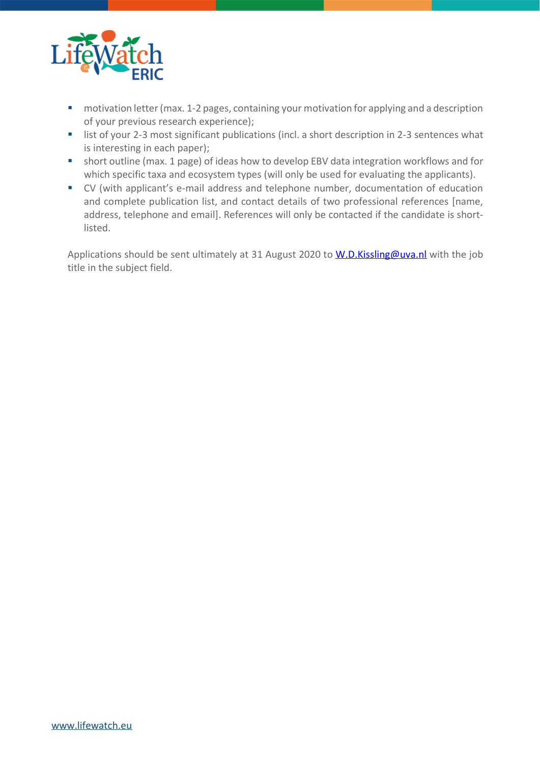- motivation letter (max. 1-2 pages, containing your motivation for applying and a description of your previous research experience);
- list of your 2-3 most significant publications (incl. a short description in 2-3 sentences what is interesting in each paper);
- short outline (max. 1 page) of ideas how to develop EBV data integration workflows and for which specific taxa and ecosystem types (will only be used for evaluating the applicants).
- CV (with applicant's e-mail address and telephone number, documentation of education and complete publication list, and contact details of two professional references [name, address, telephone and email]. References will only be contacted if the candidate is short-listed.

Applications should be sent ultimately at 31 August 2020 to [W.D.Kissling@uva.nl](mailto:W.D.Kissling@uva.nl) with the job title in the subject field.